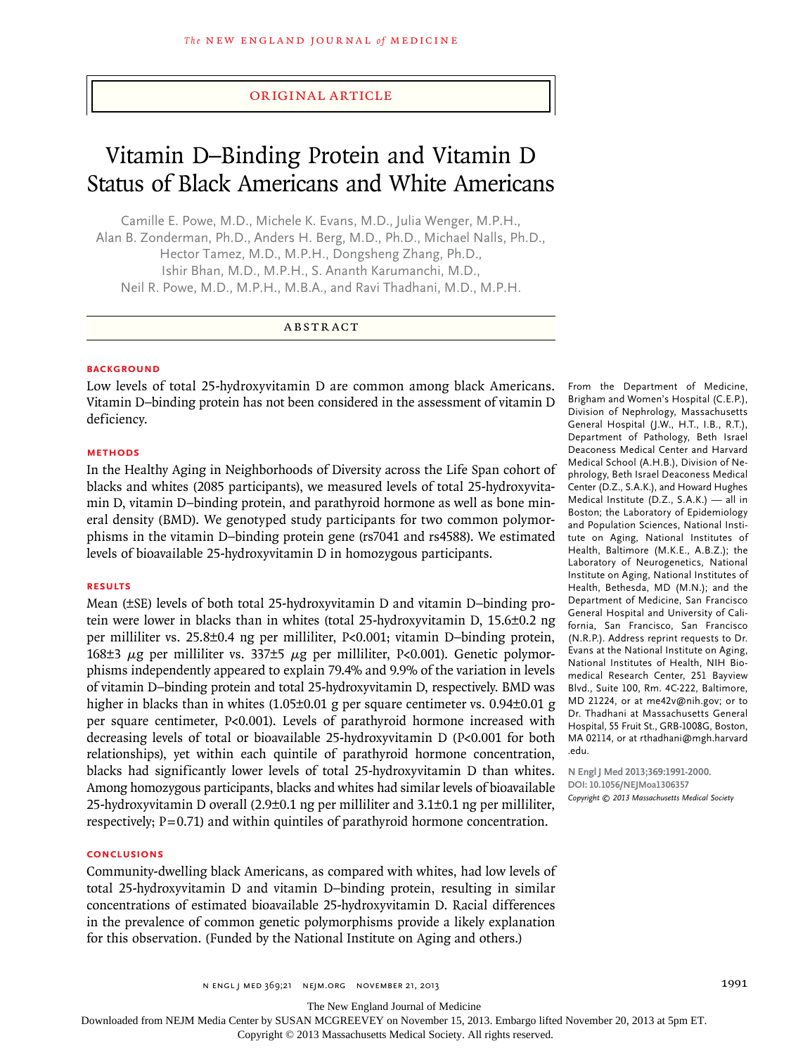ORIGINAL ARTICLE

# Vitamin D–Binding Protein and Vitamin D Status of Black Americans and White Americans

Camille E. Powe, M.D., Michele K. Evans, M.D., Julia Wenger, M.P.H., Alan B. Zonderman, Ph.D., Anders H. Berg, M.D., Ph.D., Michael Nalls, Ph.D., Hector Tamez, M.D., M.P.H., Dongsheng Zhang, Ph.D., Ishir Bhan, M.D., M.P.H., S. Ananth Karumanchi, M.D., Neil R. Powe, M.D., M.P.H., M.B.A., and Ravi Thadhani, M.D., M.P.H.

## ABSTRACT

### BACKGROUND

Low levels of total 25-hydroxyvitamin D are common among black Americans. Vitamin D–binding protein has not been considered in the assessment of vitamin D deficiency.

### METHODS

In the Healthy Aging in Neighborhoods of Diversity across the Life Span cohort of blacks and whites (2085 participants), we measured levels of total 25-hydroxyvitamin D, vitamin D–binding protein, and parathyroid hormone as well as bone mineral density (BMD). We genotyped study participants for two common polymorphisms in the vitamin D–binding protein gene (rs7041 and rs4588). We estimated levels of bioavailable 25-hydroxyvitamin D in homozygous participants.

### RESULTS

Mean (±SE) levels of both total 25-hydroxyvitamin D and vitamin D–binding protein were lower in blacks than in whites (total 25-hydroxyvitamin D, 15.6±0.2 ng per milliliter vs. 25.8±0.4 ng per milliliter, P<0.001; vitamin D–binding protein, 168±3 $\mu$g per milliliter vs. 337±5 $\mu$g per milliliter, P<0.001). Genetic polymorphisms independently appeared to explain 79.4% and 9.9% of the variation in levels of vitamin D–binding protein and total 25-hydroxyvitamin D, respectively. BMD was higher in blacks than in whites (1.05±0.01 g per square centimeter vs. 0.94±0.01 g per square centimeter, P<0.001). Levels of parathyroid hormone increased with decreasing levels of total or bioavailable 25-hydroxyvitamin D (P<0.001 for both relationships), yet within each quintile of parathyroid hormone concentration, blacks had significantly lower levels of total 25-hydroxyvitamin D than whites. Among homozygous participants, blacks and whites had similar levels of bioavailable 25-hydroxyvitamin D overall (2.9±0.1 ng per milliliter and 3.1±0.1 ng per milliliter, respectively; P=0.71) and within quintiles of parathyroid hormone concentration.

### CONCLUSIONS

Community-dwelling black Americans, as compared with whites, had low levels of total 25-hydroxyvitamin D and vitamin D–binding protein, resulting in similar concentrations of estimated bioavailable 25-hydroxyvitamin D. Racial differences in the prevalence of common genetic polymorphisms provide a likely explanation for this observation. (Funded by the National Institute on Aging and others.)

From the Department of Medicine, Brigham and Women's Hospital (C.E.P.), Division of Nephrology, Massachusetts General Hospital (J.W., H.T., I.B., R.T.), Department of Pathology, Beth Israel Deaconess Medical Center and Harvard Medical School (A.H.B.), Division of Nephrology, Beth Israel Deaconess Medical Center (D.Z., S.A.K.), and Howard Hughes Medical Institute (D.Z., S.A.K.) — all in Boston; the Laboratory of Epidemiology and Population Sciences, National Institute on Aging, National Institutes of Health, Baltimore (M.K.E., A.B.Z.); the Laboratory of Neurogenetics, National Institute on Aging, National Institutes of Health, Bethesda, MD (M.N.); and the Department of Medicine, San Francisco General Hospital and University of California, San Francisco, San Francisco (N.R.P.). Address reprint requests to Dr. Evans at the National Institute on Aging, National Institutes of Health, NIH Biomedical Research Center, 251 Bayview Blvd., Suite 100, Rm. 4C-222, Baltimore, MD 21224, or at me42v@nih.gov; or to Dr. Thadhani at Massachusetts General Hospital, 55 Fruit St., GRB-1008G, Boston, MA 02114, or at rthadhani@mgh.harvard.edu.

N Engl J Med 2013;369:1991-2000.
DOI: 10.1056/NEJMoa1306357
Copyright © 2013 Massachusetts Medical Society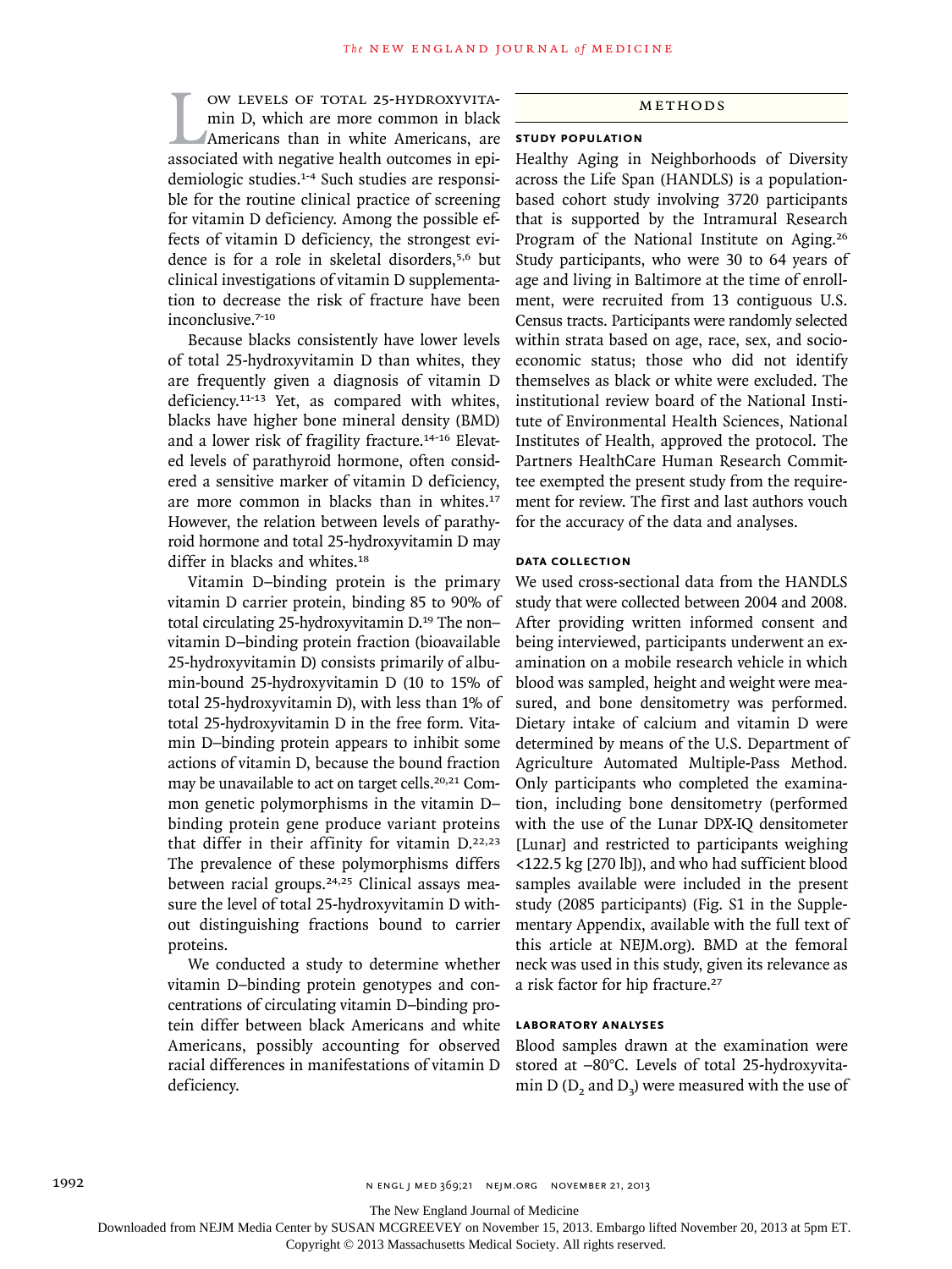Low levels of total 25-hydroxyvitamin D, which are more common in black Americans than in white Americans, are associated with negative health outcomes in epidemiologic studies.[1-4] Such studies are responsible for the routine clinical practice of screening for vitamin D deficiency. Among the possible effects of vitamin D deficiency, the strongest evidence is for a role in skeletal disorders,[5,6] but clinical investigations of vitamin D supplementation to decrease the risk of fracture have been inconclusive.[7-10]

Because blacks consistently have lower levels of total 25-hydroxyvitamin D than whites, they are frequently given a diagnosis of vitamin D deficiency.[11-13] Yet, as compared with whites, blacks have higher bone mineral density (BMD) and a lower risk of fragility fracture.[14-16] Elevated levels of parathyroid hormone, often considered a sensitive marker of vitamin D deficiency, are more common in blacks than in whites.[17] However, the relation between levels of parathyroid hormone and total 25-hydroxyvitamin D may differ in blacks and whites.[18]

Vitamin D–binding protein is the primary vitamin D carrier protein, binding 85 to 90% of total circulating 25-hydroxyvitamin D.[19] The non–vitamin D–binding protein fraction (bioavailable 25-hydroxyvitamin D) consists primarily of albumin-bound 25-hydroxyvitamin D (10 to 15% of total 25-hydroxyvitamin D), with less than 1% of total 25-hydroxyvitamin D in the free form. Vitamin D–binding protein appears to inhibit some actions of vitamin D, because the bound fraction may be unavailable to act on target cells.[20,21] Common genetic polymorphisms in the vitamin D–binding protein gene produce variant proteins that differ in their affinity for vitamin D.[22,23] The prevalence of these polymorphisms differs between racial groups.[24,25] Clinical assays measure the level of total 25-hydroxyvitamin D without distinguishing fractions bound to carrier proteins.

We conducted a study to determine whether vitamin D–binding protein genotypes and concentrations of circulating vitamin D–binding protein differ between black Americans and white Americans, possibly accounting for observed racial differences in manifestations of vitamin D deficiency.

## Methods

### Study Population

Healthy Aging in Neighborhoods of Diversity across the Life Span (HANDLS) is a population-based cohort study involving 3720 participants that is supported by the Intramural Research Program of the National Institute on Aging.[26] Study participants, who were 30 to 64 years of age and living in Baltimore at the time of enrollment, were recruited from 13 contiguous U.S. Census tracts. Participants were randomly selected within strata based on age, race, sex, and socioeconomic status; those who did not identify themselves as black or white were excluded. The institutional review board of the National Institute of Environmental Health Sciences, National Institutes of Health, approved the protocol. The Partners HealthCare Human Research Committee exempted the present study from the requirement for review. The first and last authors vouch for the accuracy of the data and analyses.

### Data Collection

We used cross-sectional data from the HANDLS study that were collected between 2004 and 2008. After providing written informed consent and being interviewed, participants underwent an examination on a mobile research vehicle in which blood was sampled, height and weight were measured, and bone densitometry was performed. Dietary intake of calcium and vitamin D were determined by means of the U.S. Department of Agriculture Automated Multiple-Pass Method. Only participants who completed the examination, including bone densitometry (performed with the use of the Lunar DPX-IQ densitometer [Lunar] and restricted to participants weighing <122.5 kg [270 lb]), and who had sufficient blood samples available were included in the present study (2085 participants) (Fig. S1 in the Supplementary Appendix, available with the full text of this article at NEJM.org). BMD at the femoral neck was used in this study, given its relevance as a risk factor for hip fracture.[27]

### Laboratory Analyses

Blood samples drawn at the examination were stored at −80°C. Levels of total 25-hydroxyvitamin D ($D_2$ and $D_3$) were measured with the use of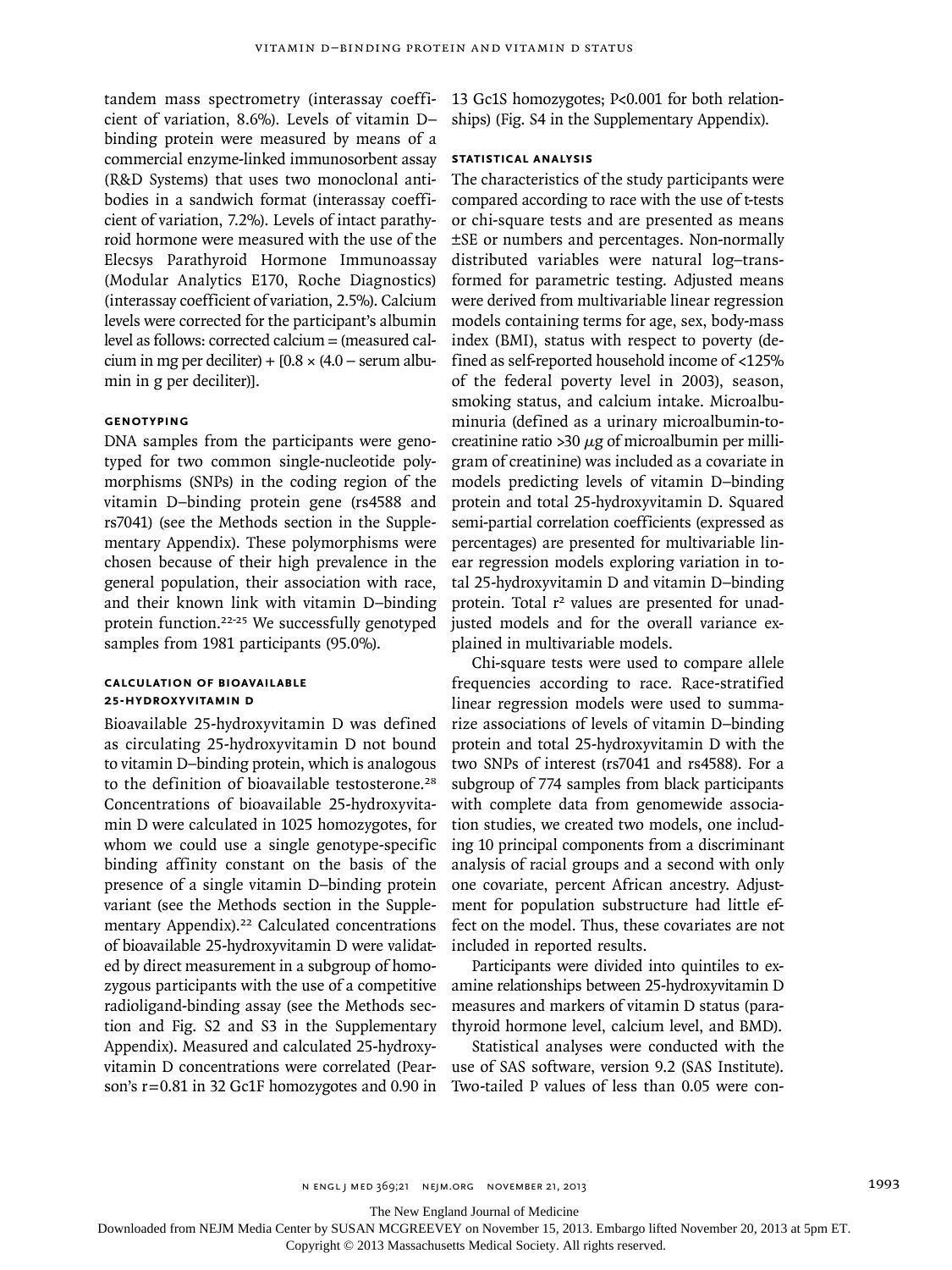tandem mass spectrometry (interassay coefficient of variation, 8.6%). Levels of vitamin D–binding protein were measured by means of a commercial enzyme-linked immunosorbent assay (R&D Systems) that uses two monoclonal antibodies in a sandwich format (interassay coefficient of variation, 7.2%). Levels of intact parathyroid hormone were measured with the use of the Elecsys Parathyroid Hormone Immunoassay (Modular Analytics E170, Roche Diagnostics) (interassay coefficient of variation, 2.5%). Calcium levels were corrected for the participant's albumin level as follows: corrected calcium = (measured calcium in mg per deciliter) + [0.8 × (4.0 − serum albumin in g per deciliter)].

### GENOTYPING

DNA samples from the participants were genotyped for two common single-nucleotide polymorphisms (SNPs) in the coding region of the vitamin D–binding protein gene (rs4588 and rs7041) (see the Methods section in the Supplementary Appendix). These polymorphisms were chosen because of their high prevalence in the general population, their association with race, and their known link with vitamin D–binding protein function.[22-25] We successfully genotyped samples from 1981 participants (95.0%).

### CALCULATION OF BIOAVAILABLE 25-HYDROXYVITAMIN D

Bioavailable 25-hydroxyvitamin D was defined as circulating 25-hydroxyvitamin D not bound to vitamin D–binding protein, which is analogous to the definition of bioavailable testosterone.[28] Concentrations of bioavailable 25-hydroxyvitamin D were calculated in 1025 homozygotes, for whom we could use a single genotype-specific binding affinity constant on the basis of the presence of a single vitamin D–binding protein variant (see the Methods section in the Supplementary Appendix).[22] Calculated concentrations of bioavailable 25-hydroxyvitamin D were validated by direct measurement in a subgroup of homozygous participants with the use of a competitive radioligand-binding assay (see the Methods section and Fig. S2 and S3 in the Supplementary Appendix). Measured and calculated 25-hydroxyvitamin D concentrations were correlated (Pearson's r=0.81 in 32 Gc1F homozygotes and 0.90 in 13 Gc1S homozygotes; P<0.001 for both relationships) (Fig. S4 in the Supplementary Appendix).

### STATISTICAL ANALYSIS

The characteristics of the study participants were compared according to race with the use of t-tests or chi-square tests and are presented as means ±SE or numbers and percentages. Non-normally distributed variables were natural log–transformed for parametric testing. Adjusted means were derived from multivariable linear regression models containing terms for age, sex, body-mass index (BMI), status with respect to poverty (defined as self-reported household income of <125% of the federal poverty level in 2003), season, smoking status, and calcium intake. Microalbuminuria (defined as a urinary microalbumin-to-creatinine ratio >30 μg of microalbumin per milligram of creatinine) was included as a covariate in models predicting levels of vitamin D–binding protein and total 25-hydroxyvitamin D. Squared semi-partial correlation coefficients (expressed as percentages) are presented for multivariable linear regression models exploring variation in total 25-hydroxyvitamin D and vitamin D–binding protein. Total $r^2$ values are presented for unadjusted models and for the overall variance explained in multivariable models.

Chi-square tests were used to compare allele frequencies according to race. Race-stratified linear regression models were used to summarize associations of levels of vitamin D–binding protein and total 25-hydroxyvitamin D with the two SNPs of interest (rs7041 and rs4588). For a subgroup of 774 samples from black participants with complete data from genomewide association studies, we created two models, one including 10 principal components from a discriminant analysis of racial groups and a second with only one covariate, percent African ancestry. Adjustment for population substructure had little effect on the model. Thus, these covariates are not included in reported results.

Participants were divided into quintiles to examine relationships between 25-hydroxyvitamin D measures and markers of vitamin D status (parathyroid hormone level, calcium level, and BMD).

Statistical analyses were conducted with the use of SAS software, version 9.2 (SAS Institute). Two-tailed P values of less than 0.05 were con-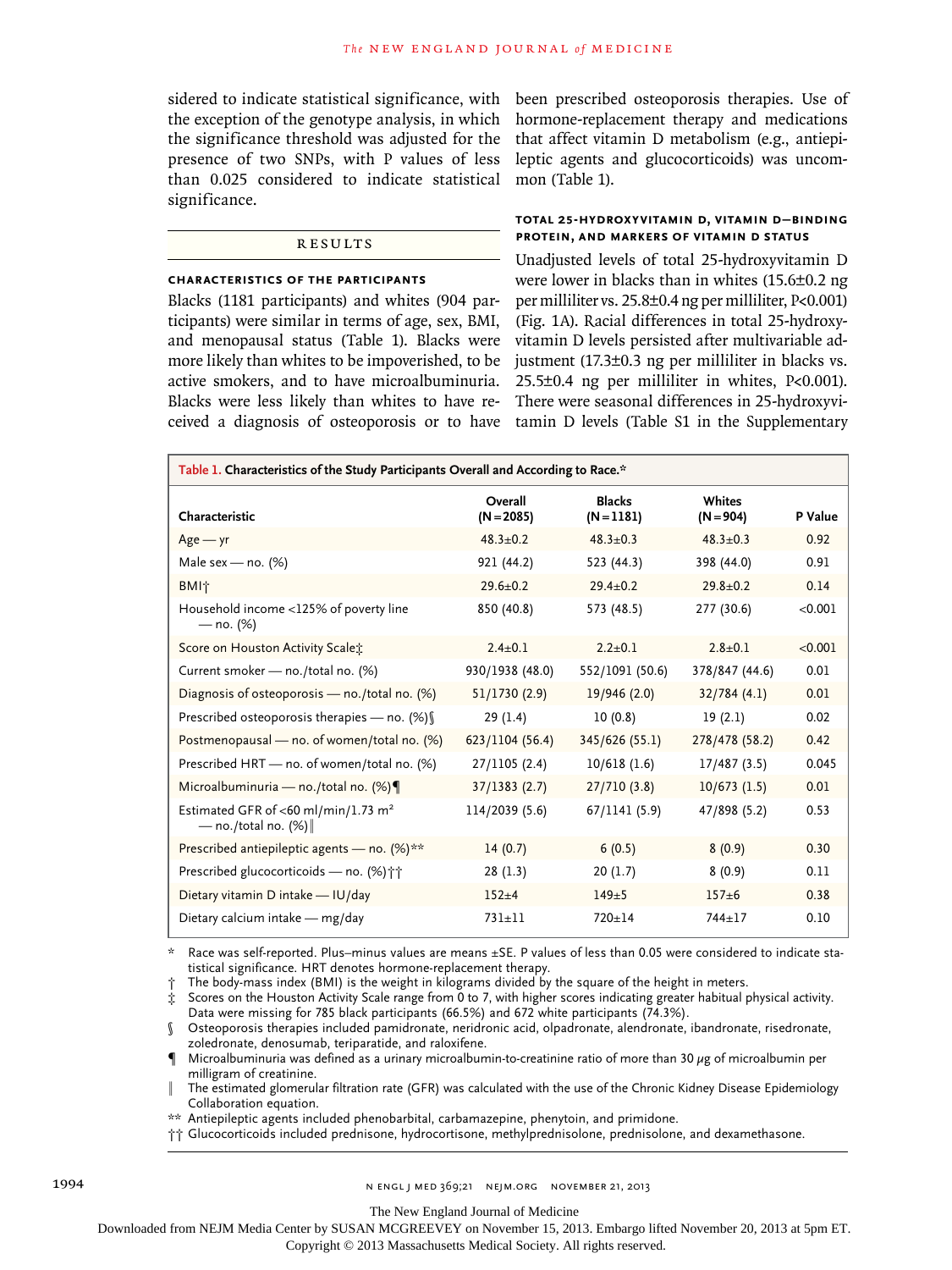sidered to indicate statistical significance, with the exception of the genotype analysis, in which the significance threshold was adjusted for the presence of two SNPs, with P values of less than 0.025 considered to indicate statistical significance.

## RESULTS

### CHARACTERISTICS OF THE PARTICIPANTS

Blacks (1181 participants) and whites (904 participants) were similar in terms of age, sex, BMI, and menopausal status (Table 1). Blacks were more likely than whites to be impoverished, to be active smokers, and to have microalbuminuria. Blacks were less likely than whites to have received a diagnosis of osteoporosis or to have been prescribed osteoporosis therapies. Use of hormone-replacement therapy and medications that affect vitamin D metabolism (e.g., antiepileptic agents and glucocorticoids) was uncommon (Table 1).

### TOTAL 25-HYDROXYVITAMIN D, VITAMIN D–BINDING PROTEIN, AND MARKERS OF VITAMIN D STATUS

Unadjusted levels of total 25-hydroxyvitamin D were lower in blacks than in whites (15.6±0.2 ng per milliliter vs. 25.8±0.4 ng per milliliter, P<0.001) (Fig. 1A). Racial differences in total 25-hydroxyvitamin D levels persisted after multivariable adjustment (17.3±0.3 ng per milliliter in blacks vs. 25.5±0.4 ng per milliliter in whites, P<0.001). There were seasonal differences in 25-hydroxyvitamin D levels (Table S1 in the Supplementary

**Table 1. Characteristics of the Study Participants Overall and According to Race.***

| Characteristic | Overall (N=2085) | Blacks (N=1181) | Whites (N=904) | P Value |
|---|---|---|---|---|
| Age — yr | 48.3±0.2 | 48.3±0.3 | 48.3±0.3 | 0.92 |
| Male sex — no. (%) | 921 (44.2) | 523 (44.3) | 398 (44.0) | 0.91 |
| BMI† | 29.6±0.2 | 29.4±0.2 | 29.8±0.2 | 0.14 |
| Household income <125% of poverty line — no. (%) | 850 (40.8) | 573 (48.5) | 277 (30.6) | <0.001 |
| Score on Houston Activity Scale‡ | 2.4±0.1 | 2.2±0.1 | 2.8±0.1 | <0.001 |
| Current smoker — no./total no. (%) | 930/1938 (48.0) | 552/1091 (50.6) | 378/847 (44.6) | 0.01 |
| Diagnosis of osteoporosis — no./total no. (%) | 51/1730 (2.9) | 19/946 (2.0) | 32/784 (4.1) | 0.01 |
| Prescribed osteoporosis therapies — no. (%)§ | 29 (1.4) | 10 (0.8) | 19 (2.1) | 0.02 |
| Postmenopausal — no. of women/total no. (%) | 623/1104 (56.4) | 345/626 (55.1) | 278/478 (58.2) | 0.42 |
| Prescribed HRT — no. of women/total no. (%) | 27/1105 (2.4) | 10/618 (1.6) | 17/487 (3.5) | 0.045 |
| Microalbuminuria — no./total no. (%)¶ | 37/1383 (2.7) | 27/710 (3.8) | 10/673 (1.5) | 0.01 |
| Estimated GFR of <60 ml/min/1.73 m² — no./total no. (%)‖ | 114/2039 (5.6) | 67/1141 (5.9) | 47/898 (5.2) | 0.53 |
| Prescribed antiepileptic agents — no. (%)** | 14 (0.7) | 6 (0.5) | 8 (0.9) | 0.30 |
| Prescribed glucocorticoids — no. (%)†† | 28 (1.3) | 20 (1.7) | 8 (0.9) | 0.11 |
| Dietary vitamin D intake — IU/day | 152±4 | 149±5 | 157±6 | 0.38 |
| Dietary calcium intake — mg/day | 731±11 | 720±14 | 744±17 | 0.10 |

\* Race was self-reported. Plus–minus values are means ±SE. P values of less than 0.05 were considered to indicate statistical significance. HRT denotes hormone-replacement therapy.

† The body-mass index (BMI) is the weight in kilograms divided by the square of the height in meters.

‡ Scores on the Houston Activity Scale range from 0 to 7, with higher scores indicating greater habitual physical activity. Data were missing for 785 black participants (66.5%) and 672 white participants (74.3%).

§ Osteoporosis therapies included pamidronate, neridronic acid, olpadronate, alendronate, ibandronate, risedronate, zoledronate, denosumab, teriparatide, and raloxifene.

¶ Microalbuminuria was defined as a urinary microalbumin-to-creatinine ratio of more than 30 μg of microalbumin per milligram of creatinine.

‖ The estimated glomerular filtration rate (GFR) was calculated with the use of the Chronic Kidney Disease Epidemiology Collaboration equation.

** Antiepileptic agents included phenobarbital, carbamazepine, phenytoin, and primidone.

†† Glucocorticoids included prednisone, hydrocortisone, methylprednisolone, prednisolone, and dexamethasone.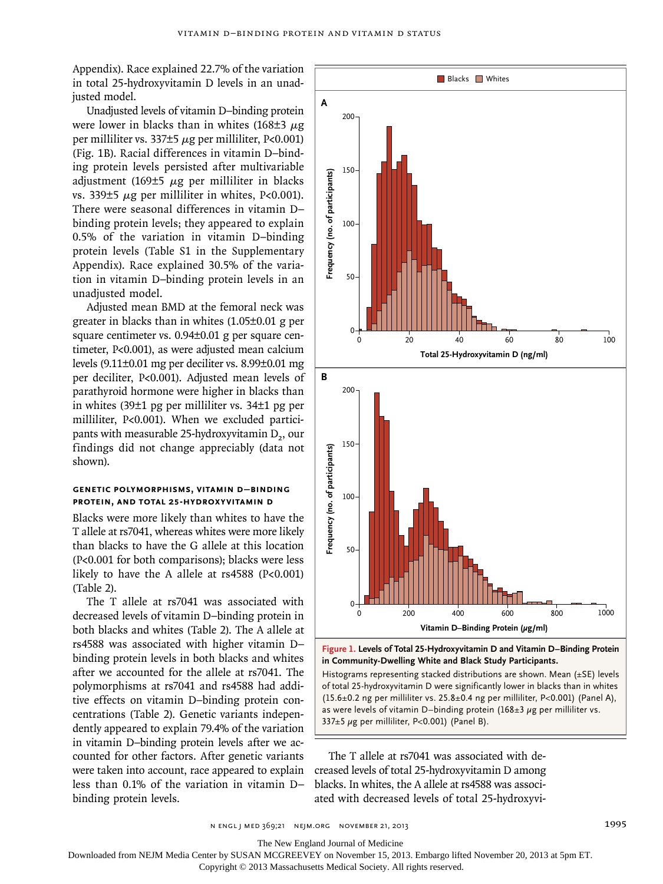Appendix). Race explained 22.7% of the variation in total 25-hydroxyvitamin D levels in an unadjusted model.

Unadjusted levels of vitamin D–binding protein were lower in blacks than in whites (168±3 μg per milliliter vs. 337±5 μg per milliliter, P<0.001) (Fig. 1B). Racial differences in vitamin D–binding protein levels persisted after multivariable adjustment (169±5 μg per milliliter in blacks vs. 339±5 μg per milliliter in whites, P<0.001). There were seasonal differences in vitamin D–binding protein levels; they appeared to explain 0.5% of the variation in vitamin D–binding protein levels (Table S1 in the Supplementary Appendix). Race explained 30.5% of the variation in vitamin D–binding protein levels in an unadjusted model.

Adjusted mean BMD at the femoral neck was greater in blacks than in whites (1.05±0.01 g per square centimeter vs. 0.94±0.01 g per square centimeter, P<0.001), as were adjusted mean calcium levels (9.11±0.01 mg per deciliter vs. 8.99±0.01 mg per deciliter, P<0.001). Adjusted mean levels of parathyroid hormone were higher in blacks than in whites (39±1 pg per milliliter vs. 34±1 pg per milliliter, P<0.001). When we excluded participants with measurable 25-hydroxyvitamin $D_2$, our findings did not change appreciably (data not shown).

### Genetic Polymorphisms, Vitamin D–Binding Protein, and Total 25-Hydroxyvitamin D

Blacks were more likely than whites to have the T allele at rs7041, whereas whites were more likely than blacks to have the G allele at this location (P<0.001 for both comparisons); blacks were less likely to have the A allele at rs4588 (P<0.001) (Table 2).

The T allele at rs7041 was associated with decreased levels of vitamin D–binding protein in both blacks and whites (Table 2). The A allele at rs4588 was associated with higher vitamin D–binding protein levels in both blacks and whites after we accounted for the allele at rs7041. The polymorphisms at rs7041 and rs4588 had additive effects on vitamin D–binding protein concentrations (Table 2). Genetic variants independently appeared to explain 79.4% of the variation in vitamin D–binding protein levels after we accounted for other factors. After genetic variants were taken into account, race appeared to explain less than 0.1% of the variation in vitamin D–binding protein levels.

**Figure 1. Levels of Total 25-Hydroxyvitamin D and Vitamin D–Binding Protein in Community-Dwelling White and Black Study Participants.**

Histograms representing stacked distributions are shown. Mean (±SE) levels of total 25-hydroxyvitamin D were significantly lower in blacks than in whites (15.6±0.2 ng per milliliter vs. 25.8±0.4 ng per milliliter, P<0.001) (Panel A), as were levels of vitamin D–binding protein (168±3 μg per milliliter vs. 337±5 μg per milliliter, P<0.001) (Panel B).

The T allele at rs7041 was associated with decreased levels of total 25-hydroxyvitamin D among blacks. In whites, the A allele at rs4588 was associated with decreased levels of total 25-hydroxyvi-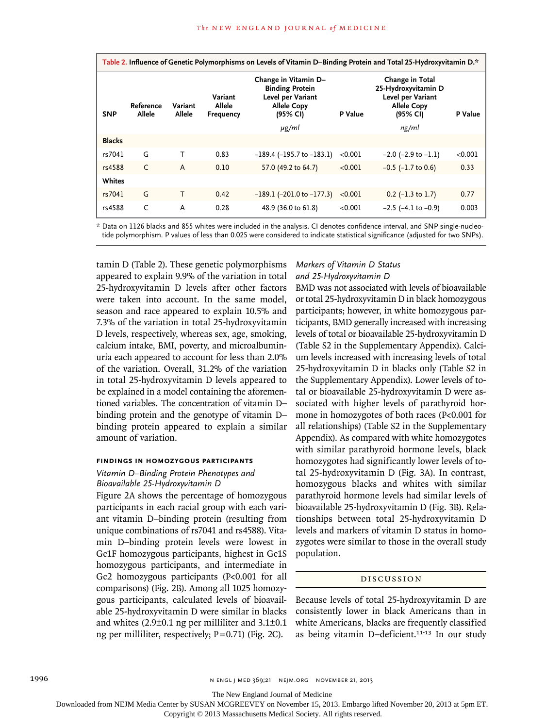**Table 2. Influence of Genetic Polymorphisms on Levels of Vitamin D–Binding Protein and Total 25-Hydroxyvitamin D.***

| SNP | Reference Allele | Variant Allele | Variant Allele Frequency | Change in Vitamin D–Binding Protein Level per Variant Allele Copy (95% CI) *μg/ml* | P Value | Change in Total 25-Hydroxyvitamin D Level per Variant Allele Copy (95% CI) *ng/ml* | P Value |
|---|---|---|---|---|---|---|---|
| **Blacks** | | | | | | | |
| rs7041 | G | T | 0.83 | −189.4 (−195.7 to −183.1) | <0.001 | −2.0 (−2.9 to −1.1) | <0.001 |
| rs4588 | C | A | 0.10 | 57.0 (49.2 to 64.7) | <0.001 | −0.5 (−1.7 to 0.6) | 0.33 |
| **Whites** | | | | | | | |
| rs7041 | G | T | 0.42 | −189.1 (−201.0 to −177.3) | <0.001 | 0.2 (−1.3 to 1.7) | 0.77 |
| rs4588 | C | A | 0.28 | 48.9 (36.0 to 61.8) | <0.001 | −2.5 (−4.1 to −0.9) | 0.003 |

\* Data on 1126 blacks and 855 whites were included in the analysis. CI denotes confidence interval, and SNP single-nucleotide polymorphism. P values of less than 0.025 were considered to indicate statistical significance (adjusted for two SNPs).

tamin D (Table 2). These genetic polymorphisms appeared to explain 9.9% of the variation in total 25-hydroxyvitamin D levels after other factors were taken into account. In the same model, season and race appeared to explain 10.5% and 7.3% of the variation in total 25-hydroxyvitamin D levels, respectively, whereas sex, age, smoking, calcium intake, BMI, poverty, and microalbuminuria each appeared to account for less than 2.0% of the variation. Overall, 31.2% of the variation in total 25-hydroxyvitamin D levels appeared to be explained in a model containing the aforementioned variables. The concentration of vitamin D–binding protein and the genotype of vitamin D–binding protein appeared to explain a similar amount of variation.

### FINDINGS IN HOMOZYGOUS PARTICIPANTS

#### *Vitamin D–Binding Protein Phenotypes and Bioavailable 25-Hydroxyvitamin D*

Figure 2A shows the percentage of homozygous participants in each racial group with each variant vitamin D–binding protein (resulting from unique combinations of rs7041 and rs4588). Vitamin D–binding protein levels were lowest in Gc1F homozygous participants, highest in Gc1S homozygous participants, and intermediate in Gc2 homozygous participants (P<0.001 for all comparisons) (Fig. 2B). Among all 1025 homozygous participants, calculated levels of bioavailable 25-hydroxyvitamin D were similar in blacks and whites (2.9±0.1 ng per milliliter and 3.1±0.1 ng per milliliter, respectively; P=0.71) (Fig. 2C).

#### *Markers of Vitamin D Status and 25-Hydroxyvitamin D*

BMD was not associated with levels of bioavailable or total 25-hydroxyvitamin D in black homozygous participants; however, in white homozygous participants, BMD generally increased with increasing levels of total or bioavailable 25-hydroxyvitamin D (Table S2 in the Supplementary Appendix). Calcium levels increased with increasing levels of total 25-hydroxyvitamin D in blacks only (Table S2 in the Supplementary Appendix). Lower levels of total or bioavailable 25-hydroxyvitamin D were associated with higher levels of parathyroid hormone in homozygotes of both races (P<0.001 for all relationships) (Table S2 in the Supplementary Appendix). As compared with white homozygotes with similar parathyroid hormone levels, black homozygotes had significantly lower levels of total 25-hydroxyvitamin D (Fig. 3A). In contrast, homozygous blacks and whites with similar parathyroid hormone levels had similar levels of bioavailable 25-hydroxyvitamin D (Fig. 3B). Relationships between total 25-hydroxyvitamin D levels and markers of vitamin D status in homozygotes were similar to those in the overall study population.

## DISCUSSION

Because levels of total 25-hydroxyvitamin D are consistently lower in black Americans than in white Americans, blacks are frequently classified as being vitamin D–deficient.[11-13] In our study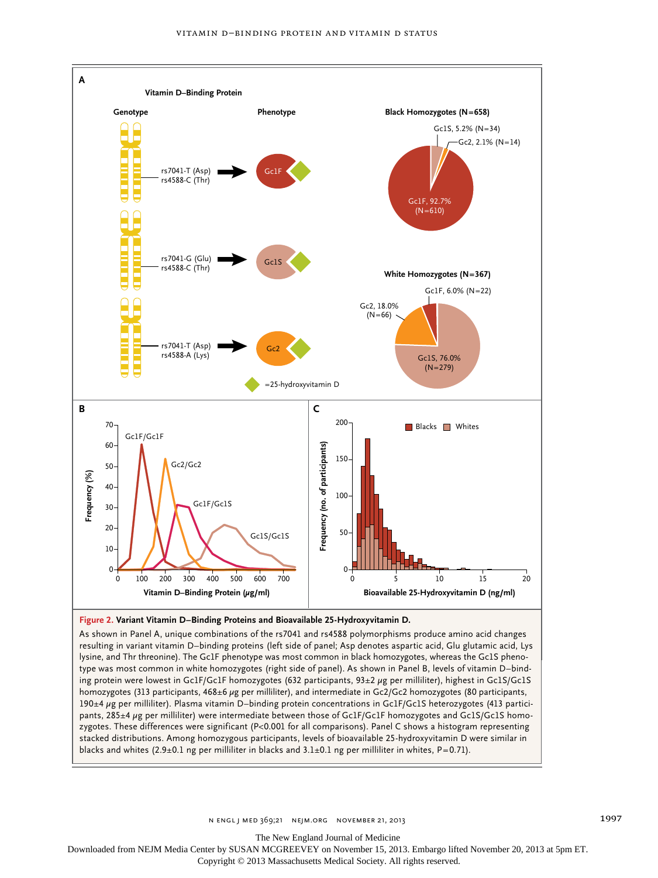**Figure 2. Variant Vitamin D–Binding Proteins and Bioavailable 25-Hydroxyvitamin D.**

As shown in Panel A, unique combinations of the rs7041 and rs4588 polymorphisms produce amino acid changes resulting in variant vitamin D–binding proteins (left side of panel; Asp denotes aspartic acid, Glu glutamic acid, Lys lysine, and Thr threonine). The Gc1F phenotype was most common in black homozygotes, whereas the Gc1S phenotype was most common in white homozygotes (right side of panel). As shown in Panel B, levels of vitamin D–binding protein were lowest in Gc1F/Gc1F homozygotes (632 participants, 93±2 μg per milliliter), highest in Gc1S/Gc1S homozygotes (313 participants, 468±6 μg per milliliter), and intermediate in Gc2/Gc2 homozygotes (80 participants, 190±4 μg per milliliter). Plasma vitamin D–binding protein concentrations in Gc1F/Gc1S heterozygotes (413 participants, 285±4 μg per milliliter) were intermediate between those of Gc1F/Gc1F homozygotes and Gc1S/Gc1S homozygotes. These differences were significant ($P<0.001$ for all comparisons). Panel C shows a histogram representing stacked distributions. Among homozygous participants, levels of bioavailable 25-hydroxyvitamin D were similar in blacks and whites (2.9±0.1 ng per milliliter in blacks and 3.1±0.1 ng per milliliter in whites, $P=0.71$).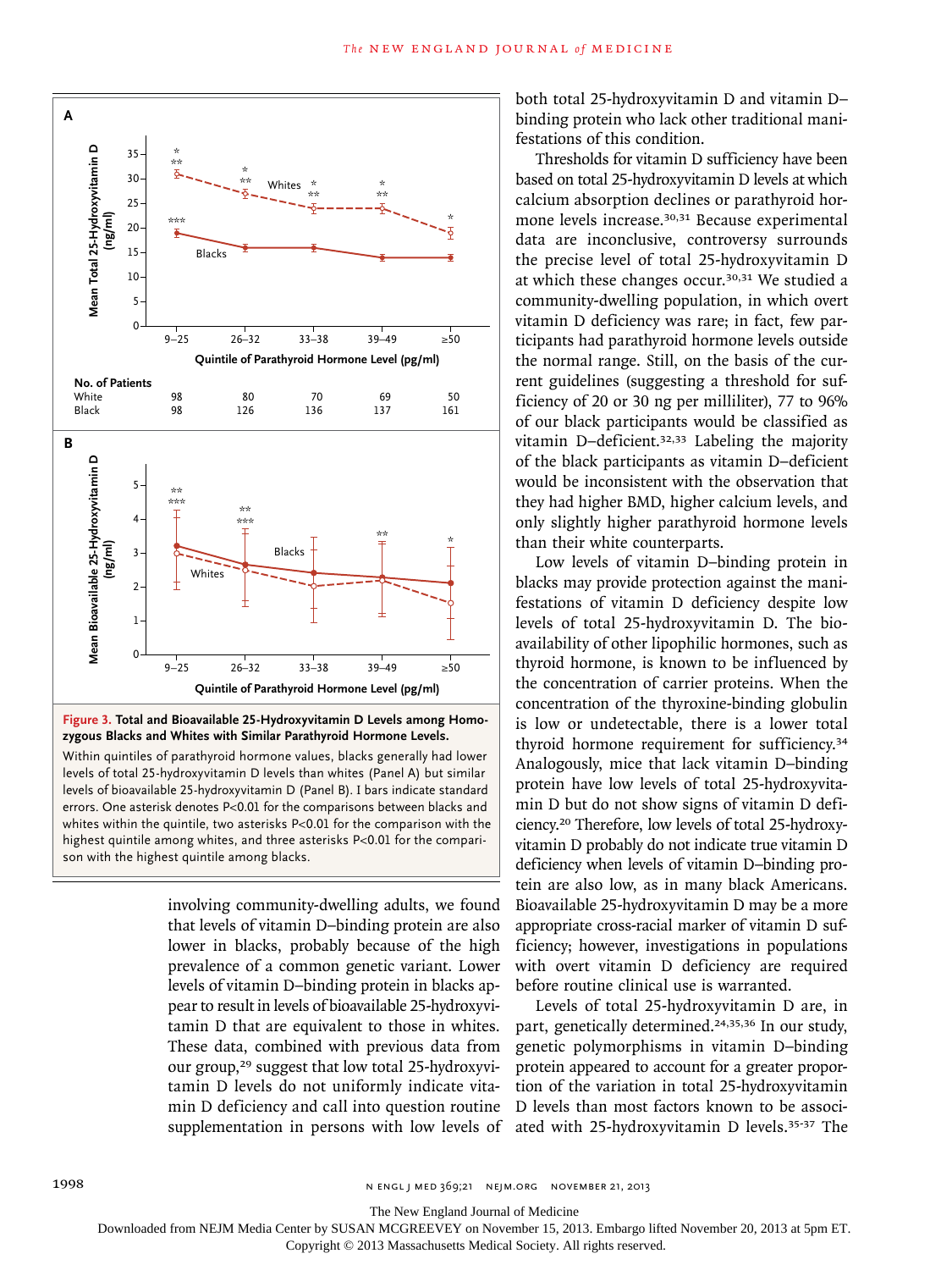**Figure 3. Total and Bioavailable 25-Hydroxyvitamin D Levels among Homozygous Blacks and Whites with Similar Parathyroid Hormone Levels.**

Within quintiles of parathyroid hormone values, blacks generally had lower levels of total 25-hydroxyvitamin D levels than whites (Panel A) but similar levels of bioavailable 25-hydroxyvitamin D (Panel B). I bars indicate standard errors. One asterisk denotes P<0.01 for the comparisons between blacks and whites within the quintile, two asterisks P<0.01 for the comparison with the highest quintile among whites, and three asterisks P<0.01 for the comparison with the highest quintile among blacks.

| No. of Patients | 9–25 | 26–32 | 33–38 | 39–49 | ≥50 |
|---|---|---|---|---|---|
| White | 98 | 80 | 70 | 69 | 50 |
| Black | 98 | 126 | 136 | 137 | 161 |

involving community-dwelling adults, we found that levels of vitamin D–binding protein are also lower in blacks, probably because of the high prevalence of a common genetic variant. Lower levels of vitamin D–binding protein in blacks appear to result in levels of bioavailable 25-hydroxyvitamin D that are equivalent to those in whites. These data, combined with previous data from our group,[29] suggest that low total 25-hydroxyvitamin D levels do not uniformly indicate vitamin D deficiency and call into question routine supplementation in persons with low levels of both total 25-hydroxyvitamin D and vitamin D–binding protein who lack other traditional manifestations of this condition.

Thresholds for vitamin D sufficiency have been based on total 25-hydroxyvitamin D levels at which calcium absorption declines or parathyroid hormone levels increase.[30,31] Because experimental data are inconclusive, controversy surrounds the precise level of total 25-hydroxyvitamin D at which these changes occur.[30,31] We studied a community-dwelling population, in which overt vitamin D deficiency was rare; in fact, few participants had parathyroid hormone levels outside the normal range. Still, on the basis of the current guidelines (suggesting a threshold for sufficiency of 20 or 30 ng per milliliter), 77 to 96% of our black participants would be classified as vitamin D–deficient.[32,33] Labeling the majority of the black participants as vitamin D–deficient would be inconsistent with the observation that they had higher BMD, higher calcium levels, and only slightly higher parathyroid hormone levels than their white counterparts.

Low levels of vitamin D–binding protein in blacks may provide protection against the manifestations of vitamin D deficiency despite low levels of total 25-hydroxyvitamin D. The bioavailability of other lipophilic hormones, such as thyroid hormone, is known to be influenced by the concentration of carrier proteins. When the concentration of the thyroxine-binding globulin is low or undetectable, there is a lower total thyroid hormone requirement for sufficiency.[34] Analogously, mice that lack vitamin D–binding protein have low levels of total 25-hydroxyvitamin D but do not show signs of vitamin D deficiency.[20] Therefore, low levels of total 25-hydroxyvitamin D probably do not indicate true vitamin D deficiency when levels of vitamin D–binding protein are also low, as in many black Americans. Bioavailable 25-hydroxyvitamin D may be a more appropriate cross-racial marker of vitamin D sufficiency; however, investigations in populations with overt vitamin D deficiency are required before routine clinical use is warranted.

Levels of total 25-hydroxyvitamin D are, in part, genetically determined.[24,35,36] In our study, genetic polymorphisms in vitamin D–binding protein appeared to account for a greater proportion of the variation in total 25-hydroxyvitamin D levels than most factors known to be associated with 25-hydroxyvitamin D levels.[35-37] The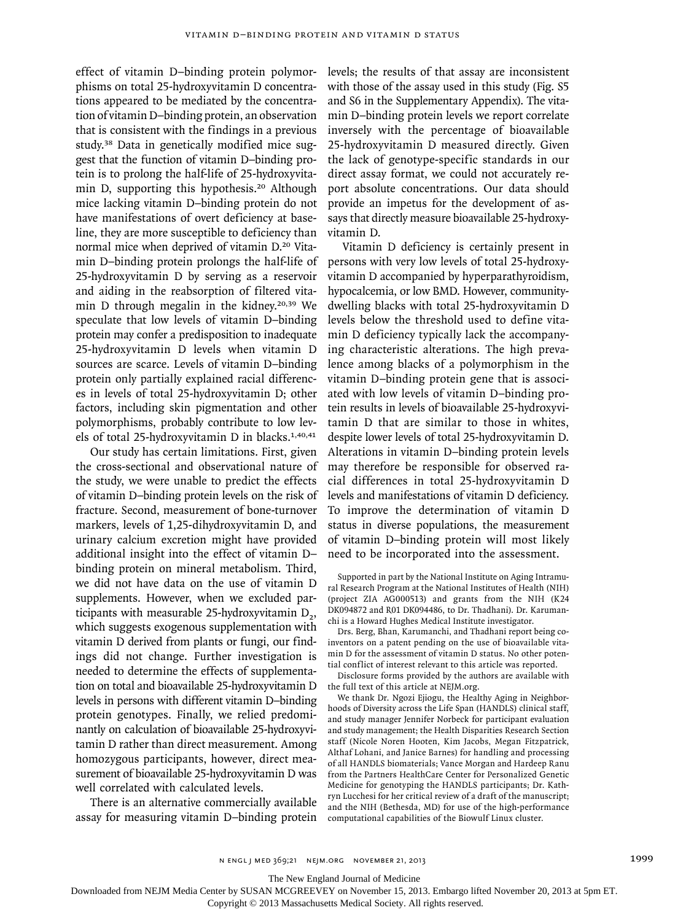effect of vitamin D–binding protein polymorphisms on total 25-hydroxyvitamin D concentrations appeared to be mediated by the concentration of vitamin D–binding protein, an observation that is consistent with the findings in a previous study.[38] Data in genetically modified mice suggest that the function of vitamin D–binding protein is to prolong the half-life of 25-hydroxyvitamin D, supporting this hypothesis.[20] Although mice lacking vitamin D–binding protein do not have manifestations of overt deficiency at baseline, they are more susceptible to deficiency than normal mice when deprived of vitamin D.[20] Vitamin D–binding protein prolongs the half-life of 25-hydroxyvitamin D by serving as a reservoir and aiding in the reabsorption of filtered vitamin D through megalin in the kidney.[20,39] We speculate that low levels of vitamin D–binding protein may confer a predisposition to inadequate 25-hydroxyvitamin D levels when vitamin D sources are scarce. Levels of vitamin D–binding protein only partially explained racial differences in levels of total 25-hydroxyvitamin D; other factors, including skin pigmentation and other polymorphisms, probably contribute to low levels of total 25-hydroxyvitamin D in blacks.[1,40,41]

Our study has certain limitations. First, given the cross-sectional and observational nature of the study, we were unable to predict the effects of vitamin D–binding protein levels on the risk of fracture. Second, measurement of bone-turnover markers, levels of 1,25-dihydroxyvitamin D, and urinary calcium excretion might have provided additional insight into the effect of vitamin D–binding protein on mineral metabolism. Third, we did not have data on the use of vitamin D supplements. However, when we excluded participants with measurable 25-hydroxyvitamin $D_2$, which suggests exogenous supplementation with vitamin D derived from plants or fungi, our findings did not change. Further investigation is needed to determine the effects of supplementation on total and bioavailable 25-hydroxyvitamin D levels in persons with different vitamin D–binding protein genotypes. Finally, we relied predominantly on calculation of bioavailable 25-hydroxyvitamin D rather than direct measurement. Among homozygous participants, however, direct measurement of bioavailable 25-hydroxyvitamin D was well correlated with calculated levels.

There is an alternative commercially available assay for measuring vitamin D–binding protein levels; the results of that assay are inconsistent with those of the assay used in this study (Fig. S5 and S6 in the Supplementary Appendix). The vitamin D–binding protein levels we report correlate inversely with the percentage of bioavailable 25-hydroxyvitamin D measured directly. Given the lack of genotype-specific standards in our direct assay format, we could not accurately report absolute concentrations. Our data should provide an impetus for the development of assays that directly measure bioavailable 25-hydroxyvitamin D.

Vitamin D deficiency is certainly present in persons with very low levels of total 25-hydroxyvitamin D accompanied by hyperparathyroidism, hypocalcemia, or low BMD. However, community-dwelling blacks with total 25-hydroxyvitamin D levels below the threshold used to define vitamin D deficiency typically lack the accompanying characteristic alterations. The high prevalence among blacks of a polymorphism in the vitamin D–binding protein gene that is associated with low levels of vitamin D–binding protein results in levels of bioavailable 25-hydroxyvitamin D that are similar to those in whites, despite lower levels of total 25-hydroxyvitamin D. Alterations in vitamin D–binding protein levels may therefore be responsible for observed racial differences in total 25-hydroxyvitamin D levels and manifestations of vitamin D deficiency. To improve the determination of vitamin D status in diverse populations, the measurement of vitamin D–binding protein will most likely need to be incorporated into the assessment.

Supported in part by the National Institute on Aging Intramural Research Program at the National Institutes of Health (NIH) (project ZIA AG000513) and grants from the NIH (K24 DK094872 and R01 DK094486, to Dr. Thadhani). Dr. Karumanchi is a Howard Hughes Medical Institute investigator.

Drs. Berg, Bhan, Karumanchi, and Thadhani report being coinventors on a patent pending on the use of bioavailable vitamin D for the assessment of vitamin D status. No other potential conflict of interest relevant to this article was reported.

Disclosure forms provided by the authors are available with the full text of this article at NEJM.org.

We thank Dr. Ngozi Ejiogu, the Healthy Aging in Neighborhoods of Diversity across the Life Span (HANDLS) clinical staff, and study manager Jennifer Norbeck for participant evaluation and study management; the Health Disparities Research Section staff (Nicole Noren Hooten, Kim Jacobs, Megan Fitzpatrick, Althaf Lohani, and Janice Barnes) for handling and processing of all HANDLS biomaterials; Vance Morgan and Hardeep Ranu from the Partners HealthCare Center for Personalized Genetic Medicine for genotyping the HANDLS participants; Dr. Kathryn Lucchesi for her critical review of a draft of the manuscript; and the NIH (Bethesda, MD) for use of the high-performance computational capabilities of the Biowulf Linux cluster.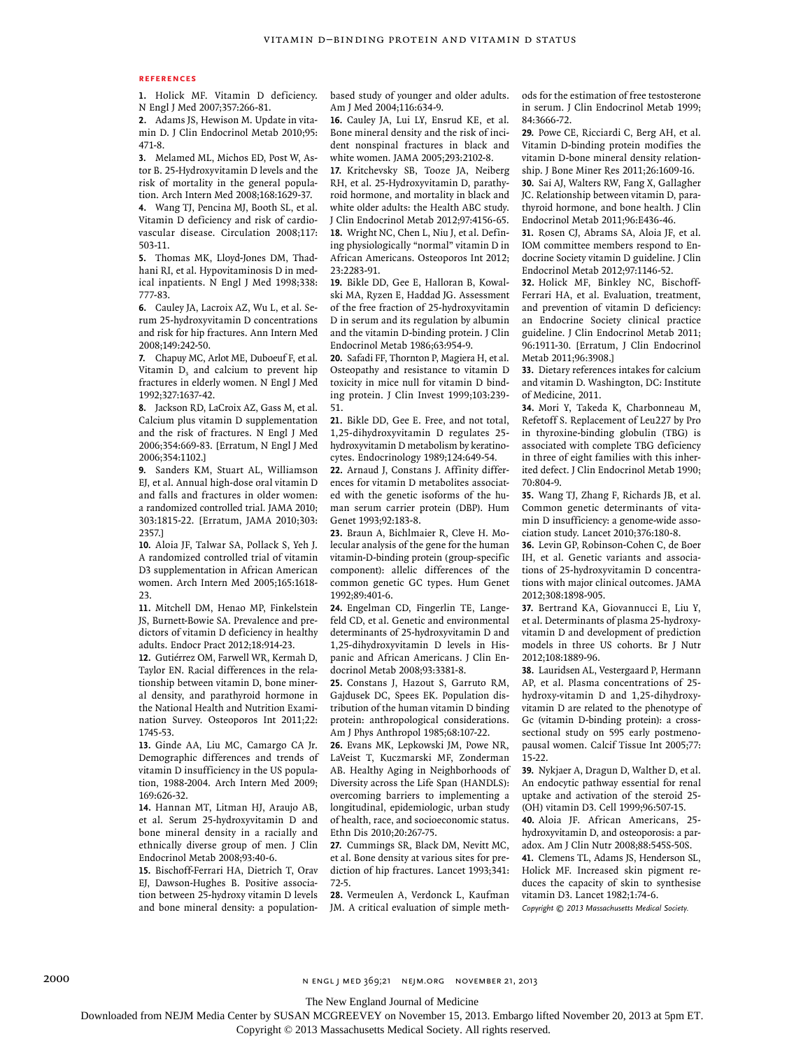## References

1. Holick MF. Vitamin D deficiency. N Engl J Med 2007;357:266-81.
2. Adams JS, Hewison M. Update in vitamin D. J Clin Endocrinol Metab 2010;95:471-8.
3. Melamed ML, Michos ED, Post W, Astor B. 25-Hydroxyvitamin D levels and the risk of mortality in the general population. Arch Intern Med 2008;168:1629-37.
4. Wang TJ, Pencina MJ, Booth SL, et al. Vitamin D deficiency and risk of cardiovascular disease. Circulation 2008;117:503-11.
5. Thomas MK, Lloyd-Jones DM, Thadhani RI, et al. Hypovitaminosis D in medical inpatients. N Engl J Med 1998;338:777-83.
6. Cauley JA, Lacroix AZ, Wu L, et al. Serum 25-hydroxyvitamin D concentrations and risk for hip fractures. Ann Intern Med 2008;149:242-50.
7. Chapuy MC, Arlot ME, Duboeuf F, et al. Vitamin $D_3$ and calcium to prevent hip fractures in elderly women. N Engl J Med 1992;327:1637-42.
8. Jackson RD, LaCroix AZ, Gass M, et al. Calcium plus vitamin D supplementation and the risk of fractures. N Engl J Med 2006;354:669-83. [Erratum, N Engl J Med 2006;354:1102.]
9. Sanders KM, Stuart AL, Williamson EJ, et al. Annual high-dose oral vitamin D and falls and fractures in older women: a randomized controlled trial. JAMA 2010;303:1815-22. [Erratum, JAMA 2010;303:2357.]
10. Aloia JF, Talwar SA, Pollack S, Yeh J. A randomized controlled trial of vitamin D3 supplementation in African American women. Arch Intern Med 2005;165:1618-23.
11. Mitchell DM, Henao MP, Finkelstein JS, Burnett-Bowie SA. Prevalence and predictors of vitamin D deficiency in healthy adults. Endocr Pract 2012;18:914-23.
12. Gutiérrez OM, Farwell WR, Kermah D, Taylor EN. Racial differences in the relationship between vitamin D, bone mineral density, and parathyroid hormone in the National Health and Nutrition Examination Survey. Osteoporos Int 2011;22:1745-53.
13. Ginde AA, Liu MC, Camargo CA Jr. Demographic differences and trends of vitamin D insufficiency in the US population, 1988-2004. Arch Intern Med 2009;169:626-32.
14. Hannan MT, Litman HJ, Araujo AB, et al. Serum 25-hydroxyvitamin D and bone mineral density in a racially and ethnically diverse group of men. J Clin Endocrinol Metab 2008;93:40-6.
15. Bischoff-Ferrari HA, Dietrich T, Orav EJ, Dawson-Hughes B. Positive association between 25-hydroxy vitamin D levels and bone mineral density: a population-based study of younger and older adults. Am J Med 2004;116:634-9.
16. Cauley JA, Lui LY, Ensrud KE, et al. Bone mineral density and the risk of incident nonspinal fractures in black and white women. JAMA 2005;293:2102-8.
17. Kritchevsky SB, Tooze JA, Neiberg RH, et al. 25-Hydroxyvitamin D, parathyroid hormone, and mortality in black and white older adults: the Health ABC study. J Clin Endocrinol Metab 2012;97:4156-65.
18. Wright NC, Chen L, Niu J, et al. Defining physiologically "normal" vitamin D in African Americans. Osteoporos Int 2012;23:2283-91.
19. Bikle DD, Gee E, Halloran B, Kowalski MA, Ryzen E, Haddad JG. Assessment of the free fraction of 25-hydroxyvitamin D in serum and its regulation by albumin and the vitamin D-binding protein. J Clin Endocrinol Metab 1986;63:954-9.
20. Safadi FF, Thornton P, Magiera H, et al. Osteopathy and resistance to vitamin D toxicity in mice null for vitamin D binding protein. J Clin Invest 1999;103:239-51.
21. Bikle DD, Gee E. Free, and not total, 1,25-dihydroxyvitamin D regulates 25-hydroxyvitamin D metabolism by keratinocytes. Endocrinology 1989;124:649-54.
22. Arnaud J, Constans J. Affinity differences for vitamin D metabolites associated with the genetic isoforms of the human serum carrier protein (DBP). Hum Genet 1993;92:183-8.
23. Braun A, Bichlmaier R, Cleve H. Molecular analysis of the gene for the human vitamin-D-binding protein (group-specific component): allelic differences of the common genetic GC types. Hum Genet 1992;89:401-6.
24. Engelman CD, Fingerlin TE, Langefeld CD, et al. Genetic and environmental determinants of 25-hydroxyvitamin D and 1,25-dihydroxyvitamin D levels in Hispanic and African Americans. J Clin Endocrinol Metab 2008;93:3381-8.
25. Constans J, Hazout S, Garruto RM, Gajdusek DC, Spees EK. Population distribution of the human vitamin D binding protein: anthropological considerations. Am J Phys Anthropol 1985;68:107-22.
26. Evans MK, Lepkowski JM, Powe NR, LaVeist T, Kuczmarski MF, Zonderman AB. Healthy Aging in Neighborhoods of Diversity across the Life Span (HANDLS): overcoming barriers to implementing a longitudinal, epidemiologic, urban study of health, race, and socioeconomic status. Ethn Dis 2010;20:267-75.
27. Cummings SR, Black DM, Nevitt MC, et al. Bone density at various sites for prediction of hip fractures. Lancet 1993;341:72-5.
28. Vermeulen A, Verdonck L, Kaufman JM. A critical evaluation of simple methods for the estimation of free testosterone in serum. J Clin Endocrinol Metab 1999;84:3666-72.
29. Powe CE, Ricciardi C, Berg AH, et al. Vitamin D-binding protein modifies the vitamin D-bone mineral density relationship. J Bone Miner Res 2011;26:1609-16.
30. Sai AJ, Walters RW, Fang X, Gallagher JC. Relationship between vitamin D, parathyroid hormone, and bone health. J Clin Endocrinol Metab 2011;96:E436-46.
31. Rosen CJ, Abrams SA, Aloia JF, et al. IOM committee members respond to Endocrine Society vitamin D guideline. J Clin Endocrinol Metab 2012;97:1146-52.
32. Holick MF, Binkley NC, Bischoff-Ferrari HA, et al. Evaluation, treatment, and prevention of vitamin D deficiency: an Endocrine Society clinical practice guideline. J Clin Endocrinol Metab 2011;96:1911-30. [Erratum, J Clin Endocrinol Metab 2011;96:3908.]
33. Dietary references intakes for calcium and vitamin D. Washington, DC: Institute of Medicine, 2011.
34. Mori Y, Takeda K, Charbonneau M, Refetoff S. Replacement of Leu227 by Pro in thyroxine-binding globulin (TBG) is associated with complete TBG deficiency in three of eight families with this inherited defect. J Clin Endocrinol Metab 1990;70:804-9.
35. Wang TJ, Zhang F, Richards JB, et al. Common genetic determinants of vitamin D insufficiency: a genome-wide association study. Lancet 2010;376:180-8.
36. Levin GP, Robinson-Cohen C, de Boer IH, et al. Genetic variants and associations of 25-hydroxyvitamin D concentrations with major clinical outcomes. JAMA 2012;308:1898-905.
37. Bertrand KA, Giovannucci E, Liu Y, et al. Determinants of plasma 25-hydroxyvitamin D and development of prediction models in three US cohorts. Br J Nutr 2012;108:1889-96.
38. Lauridsen AL, Vestergaard P, Hermann AP, et al. Plasma concentrations of 25-hydroxy-vitamin D and 1,25-dihydroxyvitamin D are related to the phenotype of Gc (vitamin D-binding protein): a cross-sectional study on 595 early postmenopausal women. Calcif Tissue Int 2005;77:15-22.
39. Nykjaer A, Dragun D, Walther D, et al. An endocytic pathway essential for renal uptake and activation of the steroid 25-(OH) vitamin D3. Cell 1999;96:507-15.
40. Aloia JF. African Americans, 25-hydroxyvitamin D, and osteoporosis: a paradox. Am J Clin Nutr 2008;88:545S-50S.
41. Clemens TL, Adams JS, Henderson SL, Holick MF. Increased skin pigment reduces the capacity of skin to synthesise vitamin D3. Lancet 1982;1:74-6.

*Copyright © 2013 Massachusetts Medical Society.*